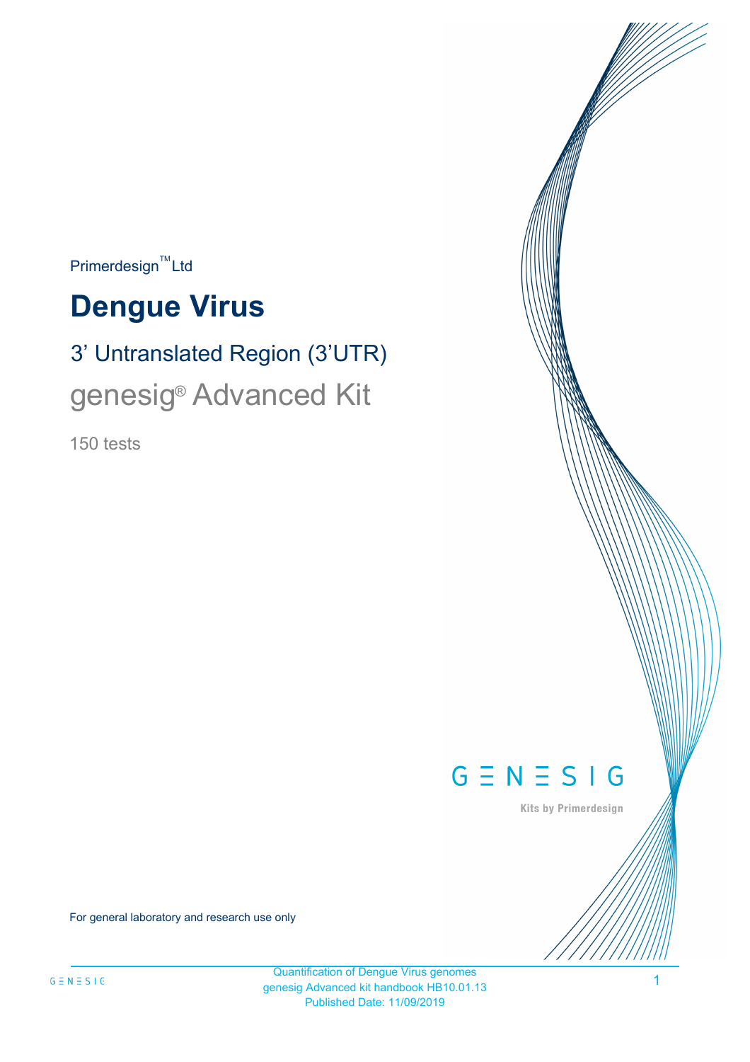Primerdesign™ Ltd

# Dengue Virus

## 3' Untranslated Region (3'UTR)

## genesig® Advanced Kit

150 tests

GENESIG

Kits by Primerdesign

For general laboratory and research use only

Quantification of Dengue Virus genomes
genesig Advanced kit handbook HB10.01.13
Published Date: 11/09/2019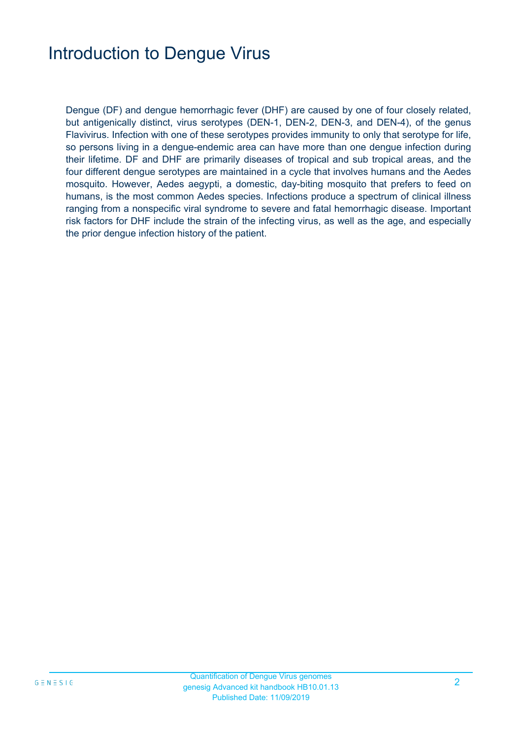# Introduction to Dengue Virus

Dengue (DF) and dengue hemorrhagic fever (DHF) are caused by one of four closely related, but antigenically distinct, virus serotypes (DEN-1, DEN-2, DEN-3, and DEN-4), of the genus Flavivirus. Infection with one of these serotypes provides immunity to only that serotype for life, so persons living in a dengue-endemic area can have more than one dengue infection during their lifetime. DF and DHF are primarily diseases of tropical and sub tropical areas, and the four different dengue serotypes are maintained in a cycle that involves humans and the Aedes mosquito. However, Aedes aegypti, a domestic, day-biting mosquito that prefers to feed on humans, is the most common Aedes species. Infections produce a spectrum of clinical illness ranging from a nonspecific viral syndrome to severe and fatal hemorrhagic disease. Important risk factors for DHF include the strain of the infecting virus, as well as the age, and especially the prior dengue infection history of the patient.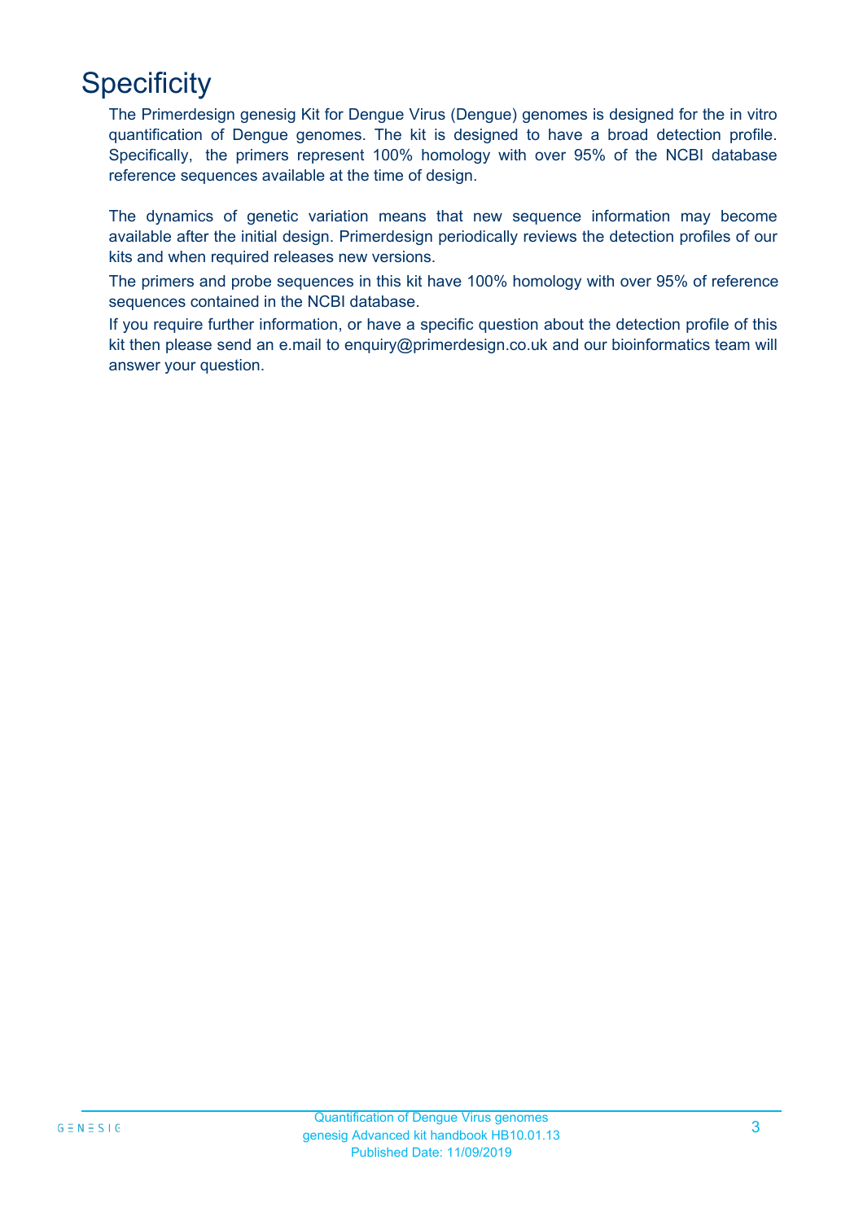# Specificity

The Primerdesign genesig Kit for Dengue Virus (Dengue) genomes is designed for the in vitro quantification of Dengue genomes. The kit is designed to have a broad detection profile. Specifically, the primers represent 100% homology with over 95% of the NCBI database reference sequences available at the time of design.

The dynamics of genetic variation means that new sequence information may become available after the initial design. Primerdesign periodically reviews the detection profiles of our kits and when required releases new versions.

The primers and probe sequences in this kit have 100% homology with over 95% of reference sequences contained in the NCBI database.

If you require further information, or have a specific question about the detection profile of this kit then please send an e.mail to enquiry@primerdesign.co.uk and our bioinformatics team will answer your question.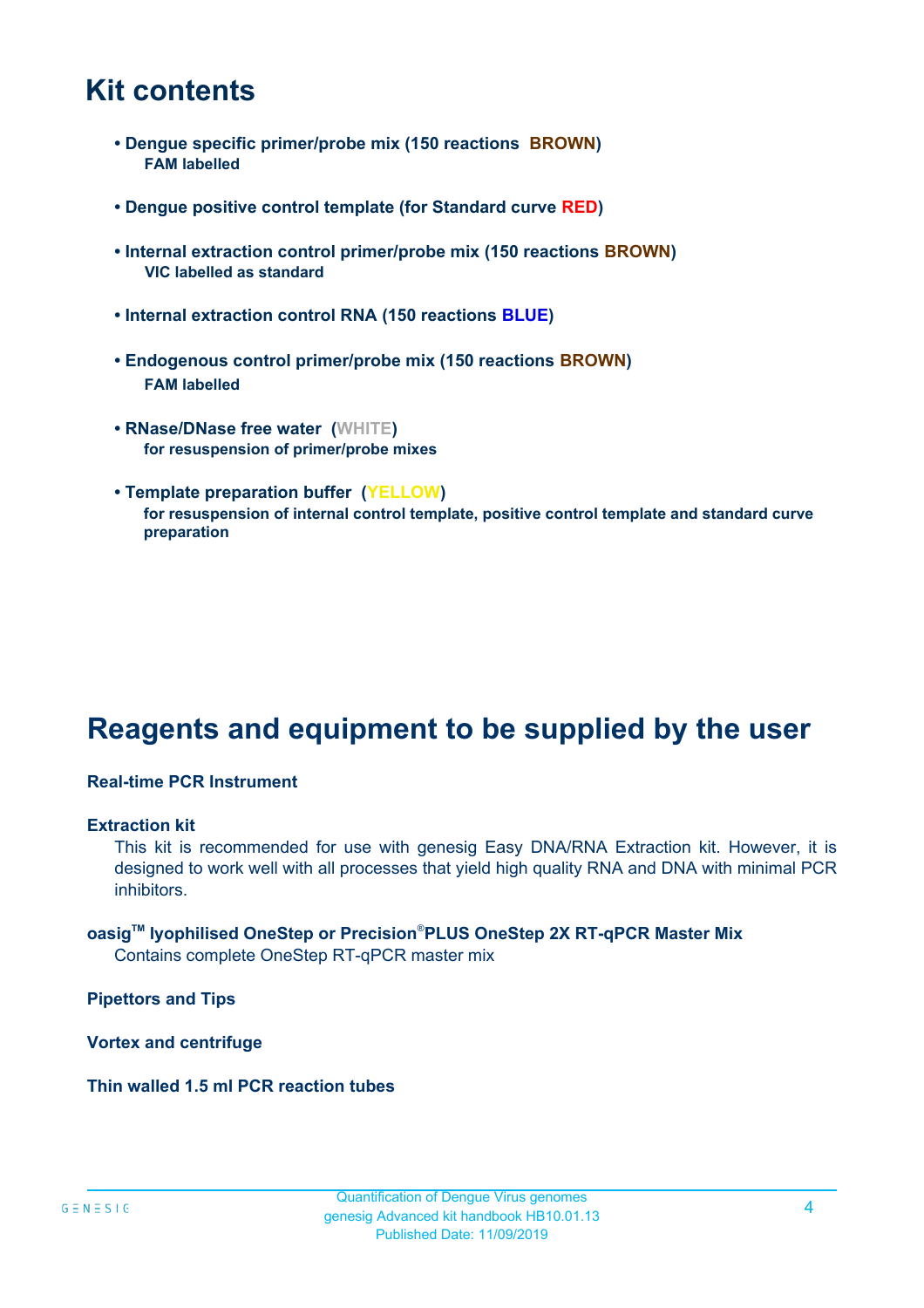# Kit contents

- **Dengue specific primer/probe mix (150 reactions BROWN)**
  **FAM labelled**

- **Dengue positive control template (for Standard curve RED)**

- **Internal extraction control primer/probe mix (150 reactions BROWN)**
  **VIC labelled as standard**

- **Internal extraction control RNA (150 reactions BLUE)**

- **Endogenous control primer/probe mix (150 reactions BROWN)**
  **FAM labelled**

- **RNase/DNase free water (WHITE)**
  **for resuspension of primer/probe mixes**

- **Template preparation buffer (YELLOW)**
  **for resuspension of internal control template, positive control template and standard curve preparation**

# Reagents and equipment to be supplied by the user

**Real-time PCR Instrument**

**Extraction kit**

This kit is recommended for use with genesig Easy DNA/RNA Extraction kit. However, it is designed to work well with all processes that yield high quality RNA and DNA with minimal PCR inhibitors.

**oasig™ lyophilised OneStep or Precision®PLUS OneStep 2X RT-qPCR Master Mix**

Contains complete OneStep RT-qPCR master mix

**Pipettors and Tips**

**Vortex and centrifuge**

**Thin walled 1.5 ml PCR reaction tubes**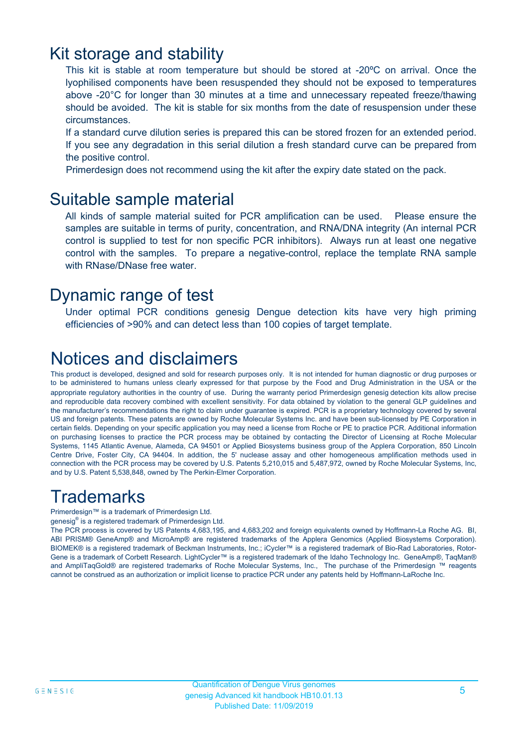# Kit storage and stability

This kit is stable at room temperature but should be stored at -20ºC on arrival. Once the lyophilised components have been resuspended they should not be exposed to temperatures above -20°C for longer than 30 minutes at a time and unnecessary repeated freeze/thawing should be avoided. The kit is stable for six months from the date of resuspension under these circumstances.

If a standard curve dilution series is prepared this can be stored frozen for an extended period. If you see any degradation in this serial dilution a fresh standard curve can be prepared from the positive control.

Primerdesign does not recommend using the kit after the expiry date stated on the pack.

# Suitable sample material

All kinds of sample material suited for PCR amplification can be used. Please ensure the samples are suitable in terms of purity, concentration, and RNA/DNA integrity (An internal PCR control is supplied to test for non specific PCR inhibitors). Always run at least one negative control with the samples. To prepare a negative-control, replace the template RNA sample with RNase/DNase free water.

# Dynamic range of test

Under optimal PCR conditions genesig Dengue detection kits have very high priming efficiencies of >90% and can detect less than 100 copies of target template.

# Notices and disclaimers

This product is developed, designed and sold for research purposes only. It is not intended for human diagnostic or drug purposes or to be administered to humans unless clearly expressed for that purpose by the Food and Drug Administration in the USA or the appropriate regulatory authorities in the country of use. During the warranty period Primerdesign genesig detection kits allow precise and reproducible data recovery combined with excellent sensitivity. For data obtained by violation to the general GLP guidelines and the manufacturer's recommendations the right to claim under guarantee is expired. PCR is a proprietary technology covered by several US and foreign patents. These patents are owned by Roche Molecular Systems Inc. and have been sub-licensed by PE Corporation in certain fields. Depending on your specific application you may need a license from Roche or PE to practice PCR. Additional information on purchasing licenses to practice the PCR process may be obtained by contacting the Director of Licensing at Roche Molecular Systems, 1145 Atlantic Avenue, Alameda, CA 94501 or Applied Biosystems business group of the Applera Corporation, 850 Lincoln Centre Drive, Foster City, CA 94404. In addition, the 5' nuclease assay and other homogeneous amplification methods used in connection with the PCR process may be covered by U.S. Patents 5,210,015 and 5,487,972, owned by Roche Molecular Systems, Inc, and by U.S. Patent 5,538,848, owned by The Perkin-Elmer Corporation.

# Trademarks

Primerdesign™ is a trademark of Primerdesign Ltd.

genesig® is a registered trademark of Primerdesign Ltd.

The PCR process is covered by US Patents 4,683,195, and 4,683,202 and foreign equivalents owned by Hoffmann-La Roche AG. BI, ABI PRISM® GeneAmp® and MicroAmp® are registered trademarks of the Applera Genomics (Applied Biosystems Corporation). BIOMEK® is a registered trademark of Beckman Instruments, Inc.; iCycler™ is a registered trademark of Bio-Rad Laboratories, Rotor-Gene is a trademark of Corbett Research. LightCycler™ is a registered trademark of the Idaho Technology Inc. GeneAmp®, TaqMan® and AmpliTaqGold® are registered trademarks of Roche Molecular Systems, Inc., The purchase of the Primerdesign ™ reagents cannot be construed as an authorization or implicit license to practice PCR under any patents held by Hoffmann-LaRoche Inc.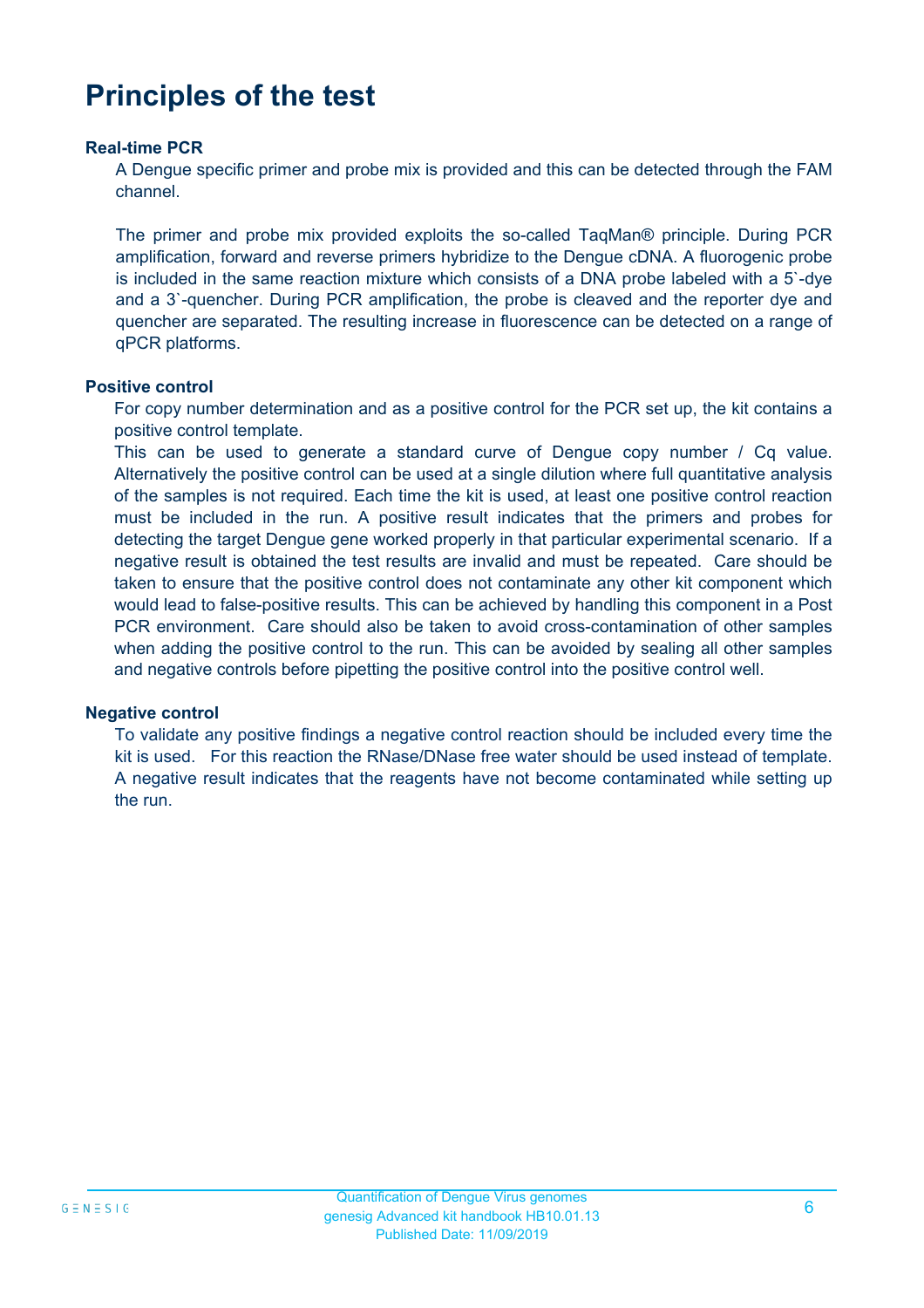# Principles of the test

**Real-time PCR**

A Dengue specific primer and probe mix is provided and this can be detected through the FAM channel.

The primer and probe mix provided exploits the so-called TaqMan® principle. During PCR amplification, forward and reverse primers hybridize to the Dengue cDNA. A fluorogenic probe is included in the same reaction mixture which consists of a DNA probe labeled with a 5`-dye and a 3`-quencher. During PCR amplification, the probe is cleaved and the reporter dye and quencher are separated. The resulting increase in fluorescence can be detected on a range of qPCR platforms.

**Positive control**

For copy number determination and as a positive control for the PCR set up, the kit contains a positive control template.

This can be used to generate a standard curve of Dengue copy number / Cq value. Alternatively the positive control can be used at a single dilution where full quantitative analysis of the samples is not required. Each time the kit is used, at least one positive control reaction must be included in the run. A positive result indicates that the primers and probes for detecting the target Dengue gene worked properly in that particular experimental scenario. If a negative result is obtained the test results are invalid and must be repeated. Care should be taken to ensure that the positive control does not contaminate any other kit component which would lead to false-positive results. This can be achieved by handling this component in a Post PCR environment. Care should also be taken to avoid cross-contamination of other samples when adding the positive control to the run. This can be avoided by sealing all other samples and negative controls before pipetting the positive control into the positive control well.

**Negative control**

To validate any positive findings a negative control reaction should be included every time the kit is used. For this reaction the RNase/DNase free water should be used instead of template. A negative result indicates that the reagents have not become contaminated while setting up the run.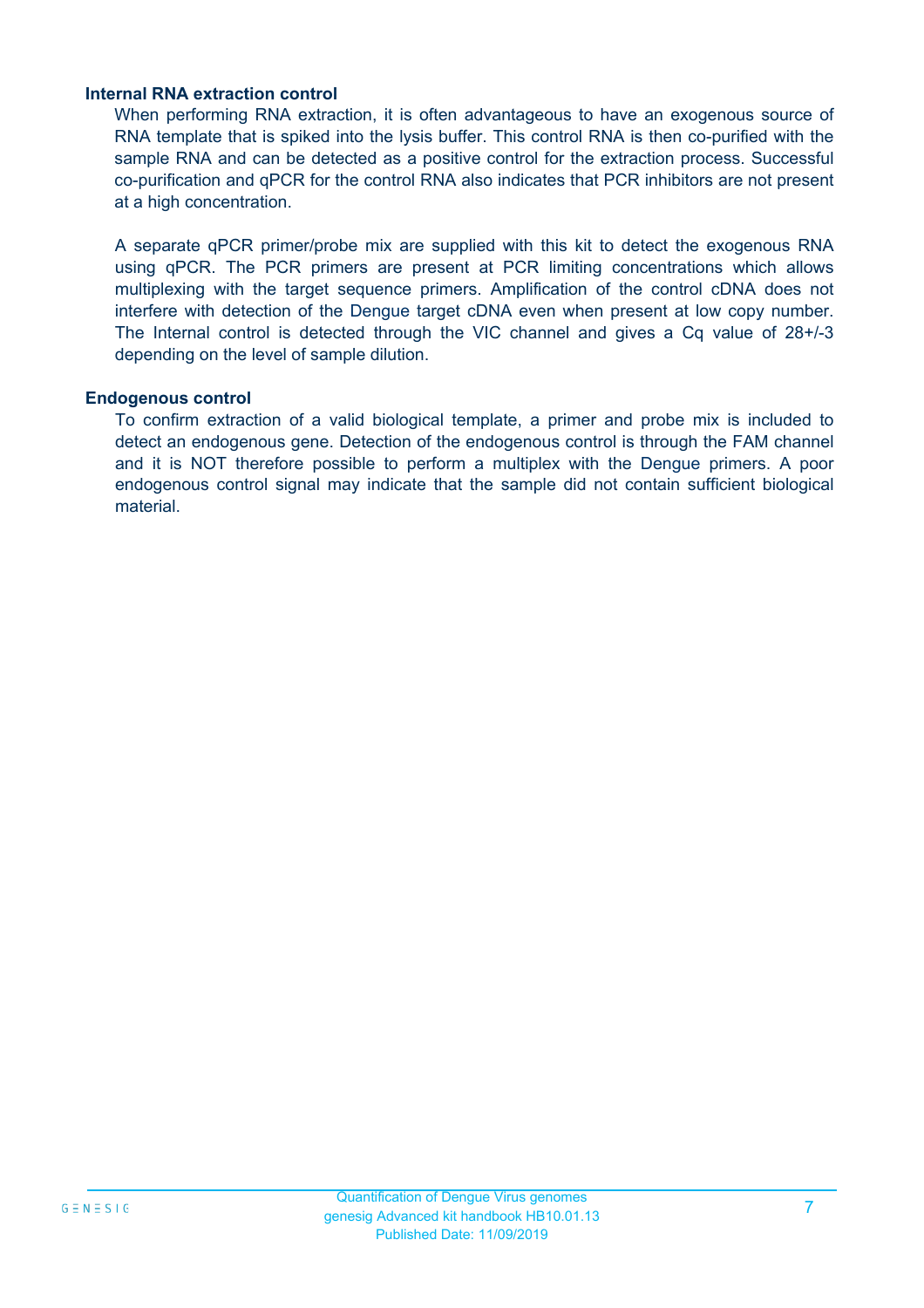### Internal RNA extraction control

When performing RNA extraction, it is often advantageous to have an exogenous source of RNA template that is spiked into the lysis buffer. This control RNA is then co-purified with the sample RNA and can be detected as a positive control for the extraction process. Successful co-purification and qPCR for the control RNA also indicates that PCR inhibitors are not present at a high concentration.

A separate qPCR primer/probe mix are supplied with this kit to detect the exogenous RNA using qPCR. The PCR primers are present at PCR limiting concentrations which allows multiplexing with the target sequence primers. Amplification of the control cDNA does not interfere with detection of the Dengue target cDNA even when present at low copy number. The Internal control is detected through the VIC channel and gives a Cq value of 28+/-3 depending on the level of sample dilution.

### Endogenous control

To confirm extraction of a valid biological template, a primer and probe mix is included to detect an endogenous gene. Detection of the endogenous control is through the FAM channel and it is NOT therefore possible to perform a multiplex with the Dengue primers. A poor endogenous control signal may indicate that the sample did not contain sufficient biological material.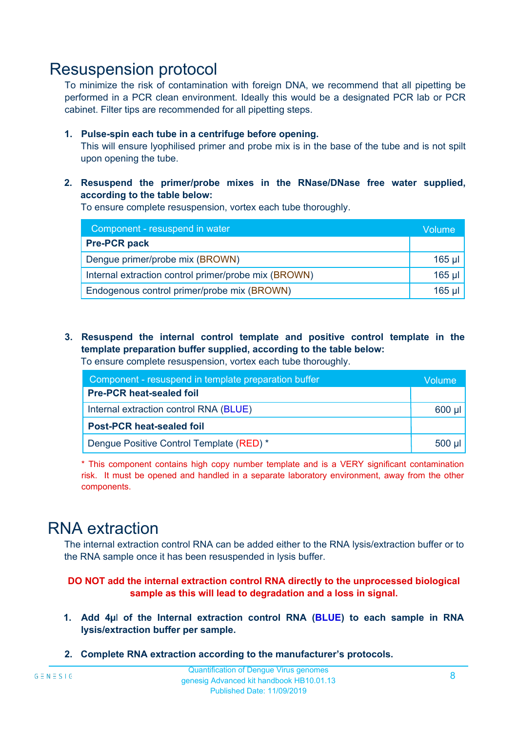# Resuspension protocol

To minimize the risk of contamination with foreign DNA, we recommend that all pipetting be performed in a PCR clean environment. Ideally this would be a designated PCR lab or PCR cabinet. Filter tips are recommended for all pipetting steps.

1. **Pulse-spin each tube in a centrifuge before opening.**
   This will ensure lyophilised primer and probe mix is in the base of the tube and is not spilt upon opening the tube.

2. **Resuspend the primer/probe mixes in the RNase/DNase free water supplied, according to the table below:**
   To ensure complete resuspension, vortex each tube thoroughly.

| Component - resuspend in water | Volume |
|---|---|
| **Pre-PCR pack** | |
| Dengue primer/probe mix (BROWN) | 165 µl |
| Internal extraction control primer/probe mix (BROWN) | 165 µl |
| Endogenous control primer/probe mix (BROWN) | 165 µl |

3. **Resuspend the internal control template and positive control template in the template preparation buffer supplied, according to the table below:**
   To ensure complete resuspension, vortex each tube thoroughly.

| Component - resuspend in template preparation buffer | Volume |
|---|---|
| **Pre-PCR heat-sealed foil** | |
| Internal extraction control RNA (BLUE) | 600 µl |
| **Post-PCR heat-sealed foil** | |
| Dengue Positive Control Template (RED) * | 500 µl |

* This component contains high copy number template and is a VERY significant contamination risk. It must be opened and handled in a separate laboratory environment, away from the other components.

# RNA extraction

The internal extraction control RNA can be added either to the RNA lysis/extraction buffer or to the RNA sample once it has been resuspended in lysis buffer.

**DO NOT add the internal extraction control RNA directly to the unprocessed biological sample as this will lead to degradation and a loss in signal.**

1. **Add 4µl of the Internal extraction control RNA (BLUE) to each sample in RNA lysis/extraction buffer per sample.**

2. **Complete RNA extraction according to the manufacturer's protocols.**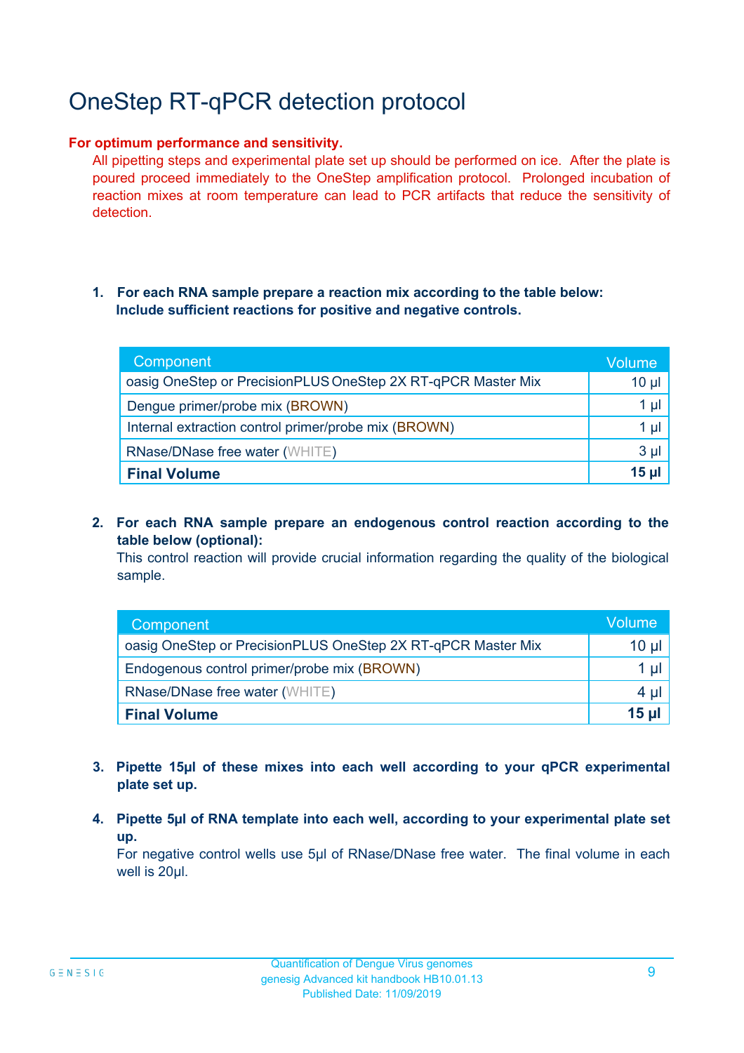# OneStep RT-qPCR detection protocol

**For optimum performance and sensitivity.**

All pipetting steps and experimental plate set up should be performed on ice. After the plate is poured proceed immediately to the OneStep amplification protocol. Prolonged incubation of reaction mixes at room temperature can lead to PCR artifacts that reduce the sensitivity of detection.

1. **For each RNA sample prepare a reaction mix according to the table below: Include sufficient reactions for positive and negative controls.**

| Component | Volume |
|---|---|
| oasig OneStep or PrecisionPLUS OneStep 2X RT-qPCR Master Mix | 10 µl |
| Dengue primer/probe mix (BROWN) | 1 µl |
| Internal extraction control primer/probe mix (BROWN) | 1 µl |
| RNase/DNase free water (WHITE) | 3 µl |
| **Final Volume** | **15 µl** |

2. **For each RNA sample prepare an endogenous control reaction according to the table below (optional):**
   This control reaction will provide crucial information regarding the quality of the biological sample.

| Component | Volume |
|---|---|
| oasig OneStep or PrecisionPLUS OneStep 2X RT-qPCR Master Mix | 10 µl |
| Endogenous control primer/probe mix (BROWN) | 1 µl |
| RNase/DNase free water (WHITE) | 4 µl |
| **Final Volume** | **15 µl** |

3. **Pipette 15µl of these mixes into each well according to your qPCR experimental plate set up.**

4. **Pipette 5µl of RNA template into each well, according to your experimental plate set up.**
   For negative control wells use 5µl of RNase/DNase free water. The final volume in each well is 20µl.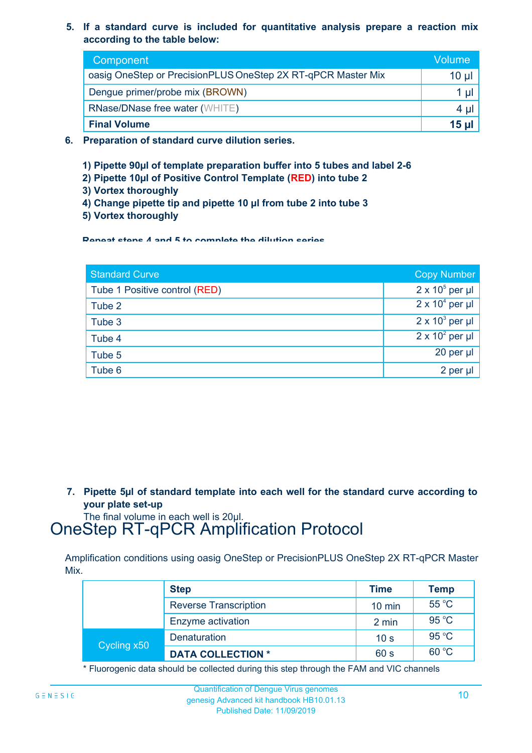5. **If a standard curve is included for quantitative analysis prepare a reaction mix according to the table below:**

| Component | Volume |
|---|---|
| oasig OneStep or PrecisionPLUS OneStep 2X RT-qPCR Master Mix | 10 µl |
| Dengue primer/probe mix (BROWN) | 1 µl |
| RNase/DNase free water (WHITE) | 4 µl |
| **Final Volume** | **15 µl** |

6. **Preparation of standard curve dilution series.**

   **1) Pipette 90µl of template preparation buffer into 5 tubes and label 2-6**
   **2) Pipette 10µl of Positive Control Template (RED) into tube 2**
   **3) Vortex thoroughly**
   **4) Change pipette tip and pipette 10 µl from tube 2 into tube 3**
   **5) Vortex thoroughly**

   **Repeat steps 4 and 5 to complete the dilution series**

| Standard Curve | Copy Number |
|---|---|
| Tube 1 Positive control (RED) | $2 \times 10^5$ per µl |
| Tube 2 | $2 \times 10^4$ per µl |
| Tube 3 | $2 \times 10^3$ per µl |
| Tube 4 | $2 \times 10^2$ per µl |
| Tube 5 | 20 per µl |
| Tube 6 | 2 per µl |

7. **Pipette 5µl of standard template into each well for the standard curve according to your plate set-up**
   The final volume in each well is 20µl.

# OneStep RT-qPCR Amplification Protocol

Amplification conditions using oasig OneStep or PrecisionPLUS OneStep 2X RT-qPCR Master Mix.

| | Step | Time | Temp |
|---|---|---|---|
| | Reverse Transcription | 10 min | 55 °C |
| | Enzyme activation | 2 min | 95 °C |
| Cycling x50 | Denaturation | 10 s | 95 °C |
| | **DATA COLLECTION *** | 60 s | 60 °C |

* Fluorogenic data should be collected during this step through the FAM and VIC channels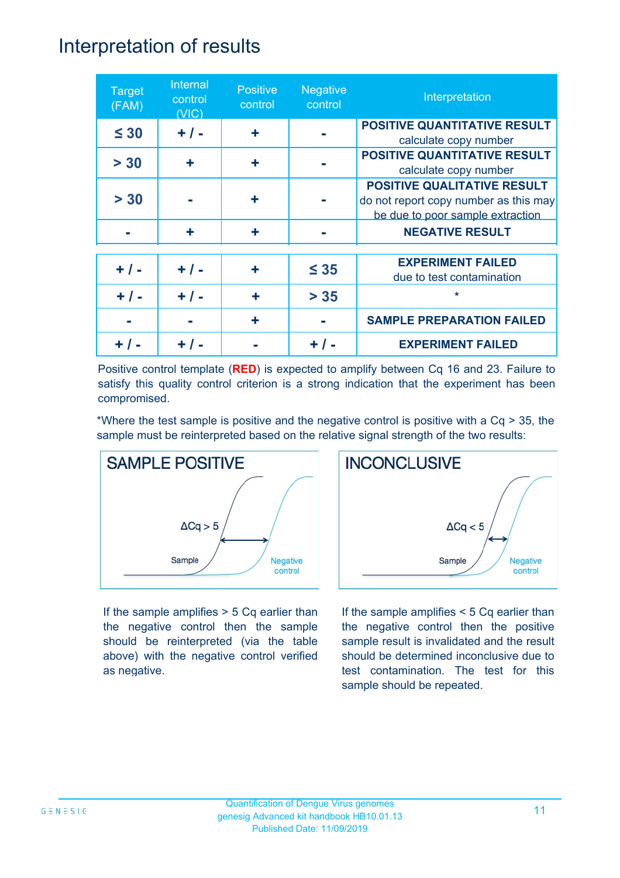# Interpretation of results

| Target (FAM) | Internal control (VIC) | Positive control | Negative control | Interpretation |
|---|---|---|---|---|
| ≤ 30 | + / - | + | - | **POSITIVE QUANTITATIVE RESULT** calculate copy number |
| > 30 | + | + | - | **POSITIVE QUANTITATIVE RESULT** calculate copy number |
| > 30 | - | + | - | **POSITIVE QUALITATIVE RESULT** do not report copy number as this may be due to poor sample extraction |
| - | + | + | - | **NEGATIVE RESULT** |
| + / - | + / - | + | ≤ 35 | **EXPERIMENT FAILED** due to test contamination |
| + / - | + / - | + | > 35 | * |
| - | - | + | - | **SAMPLE PREPARATION FAILED** |
| + / - | + / - | - | + / - | **EXPERIMENT FAILED** |

Positive control template (**RED**) is expected to amplify between Cq 16 and 23. Failure to satisfy this quality control criterion is a strong indication that the experiment has been compromised.

*Where the test sample is positive and the negative control is positive with a Cq > 35, the sample must be reinterpreted based on the relative signal strength of the two results:

**SAMPLE POSITIVE**

ΔCq > 5

Sample — Negative control

If the sample amplifies > 5 Cq earlier than the negative control then the sample should be reinterpreted (via the table above) with the negative control verified as negative.

**INCONCLUSIVE**

ΔCq < 5

Sample — Negative control

If the sample amplifies < 5 Cq earlier than the negative control then the positive sample result is invalidated and the result should be determined inconclusive due to test contamination. The test for this sample should be repeated.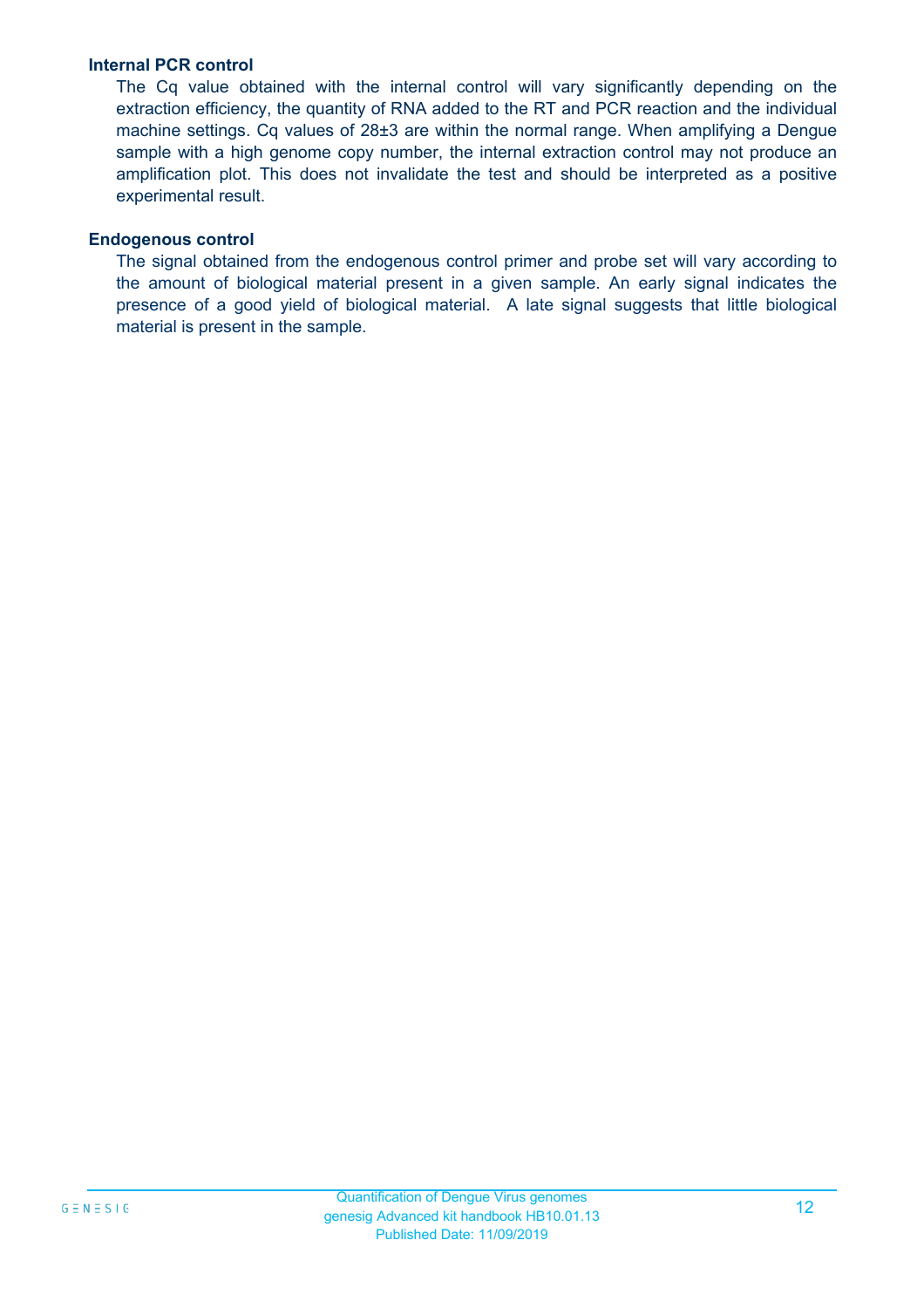### Internal PCR control

The Cq value obtained with the internal control will vary significantly depending on the extraction efficiency, the quantity of RNA added to the RT and PCR reaction and the individual machine settings. Cq values of 28±3 are within the normal range. When amplifying a Dengue sample with a high genome copy number, the internal extraction control may not produce an amplification plot. This does not invalidate the test and should be interpreted as a positive experimental result.

### Endogenous control

The signal obtained from the endogenous control primer and probe set will vary according to the amount of biological material present in a given sample. An early signal indicates the presence of a good yield of biological material. A late signal suggests that little biological material is present in the sample.